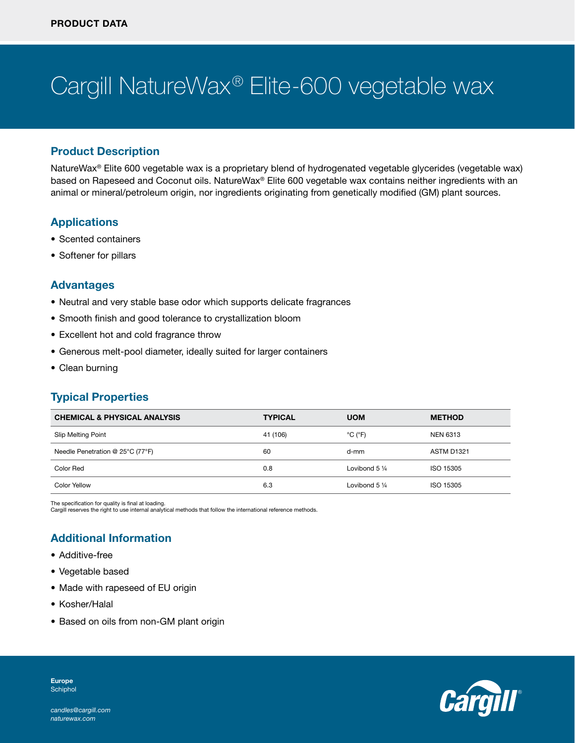PRODUCT DATA

# Cargill NatureWax® Elite-600 vegetable wax

## Product Description

NatureWax® Elite 600 vegetable wax is a proprietary blend of hydrogenated vegetable glycerides (vegetable wax) based on Rapeseed and Coconut oils. NatureWax® Elite 600 vegetable wax contains neither ingredients with an animal or mineral/petroleum origin, nor ingredients originating from genetically modified (GM) plant sources.

## Applications

- Scented containers
- Softener for pillars

## Advantages

- Neutral and very stable base odor which supports delicate fragrances
- Smooth finish and good tolerance to crystallization bloom
- Excellent hot and cold fragrance throw
- Generous melt-pool diameter, ideally suited for larger containers
- Clean burning

## Typical Properties

| CHEMICAL & PHYSICAL ANALYSIS | TYPICAL | UOM | METHOD |
|---|---|---|---|
| Slip Melting Point | 41 (106) | °C (°F) | NEN 6313 |
| Needle Penetration @ 25°C (77°F) | 60 | d-mm | ASTM D1321 |
| Color Red | 0.8 | Lovibond 5 ¼ | ISO 15305 |
| Color Yellow | 6.3 | Lovibond 5 ¼ | ISO 15305 |

The specification for quality is final at loading.
Cargill reserves the right to use internal analytical methods that follow the international reference methods.

## Additional Information

- Additive-free
- Vegetable based
- Made with rapeseed of EU origin
- Kosher/Halal
- Based on oils from non-GM plant origin

**Europe**
Schiphol

*candles@cargill.com*
*naturewax.com*

Cargill®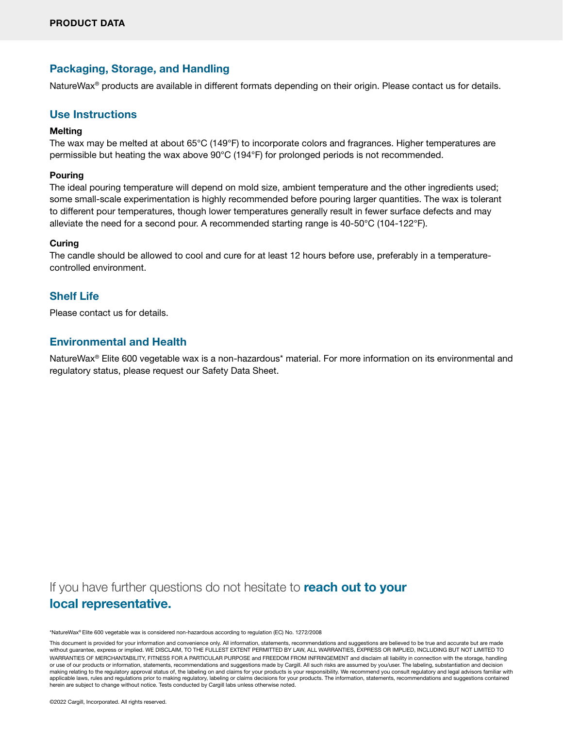## Packaging, Storage, and Handling

NatureWax® products are available in different formats depending on their origin. Please contact us for details.

## Use Instructions

### Melting

The wax may be melted at about 65°C (149°F) to incorporate colors and fragrances. Higher temperatures are permissible but heating the wax above 90°C (194°F) for prolonged periods is not recommended.

### Pouring

The ideal pouring temperature will depend on mold size, ambient temperature and the other ingredients used; some small-scale experimentation is highly recommended before pouring larger quantities. The wax is tolerant to different pour temperatures, though lower temperatures generally result in fewer surface defects and may alleviate the need for a second pour. A recommended starting range is 40-50°C (104-122°F).

### Curing

The candle should be allowed to cool and cure for at least 12 hours before use, preferably in a temperature-controlled environment.

## Shelf Life

Please contact us for details.

## Environmental and Health

NatureWax® Elite 600 vegetable wax is a non-hazardous* material. For more information on its environmental and regulatory status, please request our Safety Data Sheet.

If you have further questions do not hesitate to **reach out to your local representative.**

*NatureWax® Elite 600 vegetable wax is considered non-hazardous according to regulation (EC) No. 1272/2008

This document is provided for your information and convenience only. All information, statements, recommendations and suggestions are believed to be true and accurate but are made without guarantee, express or implied. WE DISCLAIM, TO THE FULLEST EXTENT PERMITTED BY LAW, ALL WARRANTIES, EXPRESS OR IMPLIED, INCLUDING BUT NOT LIMITED TO WARRANTIES OF MERCHANTABILITY, FITNESS FOR A PARTICULAR PURPOSE and FREEDOM FROM INFRINGEMENT and disclaim all liability in connection with the storage, handling or use of our products or information, statements, recommendations and suggestions made by Cargill. All such risks are assumed by you/user. The labeling, substantiation and decision making relating to the regulatory approval status of, the labeling on and claims for your products is your responsibility. We recommend you consult regulatory and legal advisors familiar with applicable laws, rules and regulations prior to making regulatory, labeling or claims decisions for your products. The information, statements, recommendations and suggestions contained herein are subject to change without notice. Tests conducted by Cargill labs unless otherwise noted.

©2022 Cargill, Incorporated. All rights reserved.